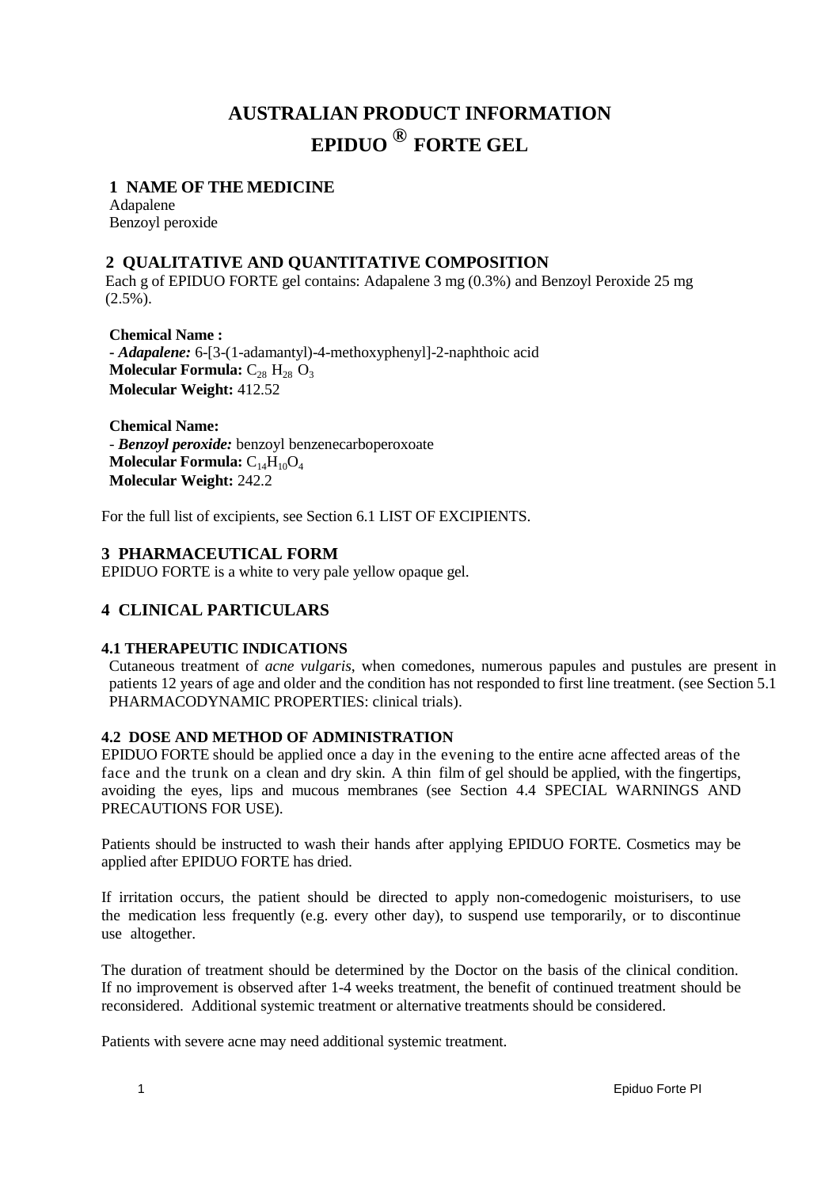# AUSTRALIAN PRODUCT INFORMATION
# EPIDUO ® FORTE GEL

## 1 NAME OF THE MEDICINE

Adapalene
Benzoyl peroxide

## 2 QUALITATIVE AND QUANTITATIVE COMPOSITION

Each g of EPIDUO FORTE gel contains: Adapalene 3 mg (0.3%) and Benzoyl Peroxide 25 mg (2.5%).

**Chemical Name :**
- ***Adapalene:*** 6-[3-(1-adamantyl)-4-methoxyphenyl]-2-naphthoic acid
**Molecular Formula:** $C_{28}H_{28}O_3$
**Molecular Weight:** 412.52

**Chemical Name:**
- ***Benzoyl peroxide:*** benzoyl benzenecarboperoxoate
**Molecular Formula:** $C_{14}H_{10}O_4$
**Molecular Weight:** 242.2

For the full list of excipients, see Section 6.1 LIST OF EXCIPIENTS.

## 3 PHARMACEUTICAL FORM

EPIDUO FORTE is a white to very pale yellow opaque gel.

## 4 CLINICAL PARTICULARS

### 4.1 THERAPEUTIC INDICATIONS

Cutaneous treatment of *acne vulgaris*, when comedones, numerous papules and pustules are present in patients 12 years of age and older and the condition has not responded to first line treatment. (see Section 5.1 PHARMACODYNAMIC PROPERTIES: clinical trials).

### 4.2 DOSE AND METHOD OF ADMINISTRATION

EPIDUO FORTE should be applied once a day in the evening to the entire acne affected areas of the face and the trunk on a clean and dry skin. A thin film of gel should be applied, with the fingertips, avoiding the eyes, lips and mucous membranes (see Section 4.4 SPECIAL WARNINGS AND PRECAUTIONS FOR USE).

Patients should be instructed to wash their hands after applying EPIDUO FORTE. Cosmetics may be applied after EPIDUO FORTE has dried.

If irritation occurs, the patient should be directed to apply non-comedogenic moisturisers, to use the medication less frequently (e.g. every other day), to suspend use temporarily, or to discontinue use altogether.

The duration of treatment should be determined by the Doctor on the basis of the clinical condition. If no improvement is observed after 1-4 weeks treatment, the benefit of continued treatment should be reconsidered. Additional systemic treatment or alternative treatments should be considered.

Patients with severe acne may need additional systemic treatment.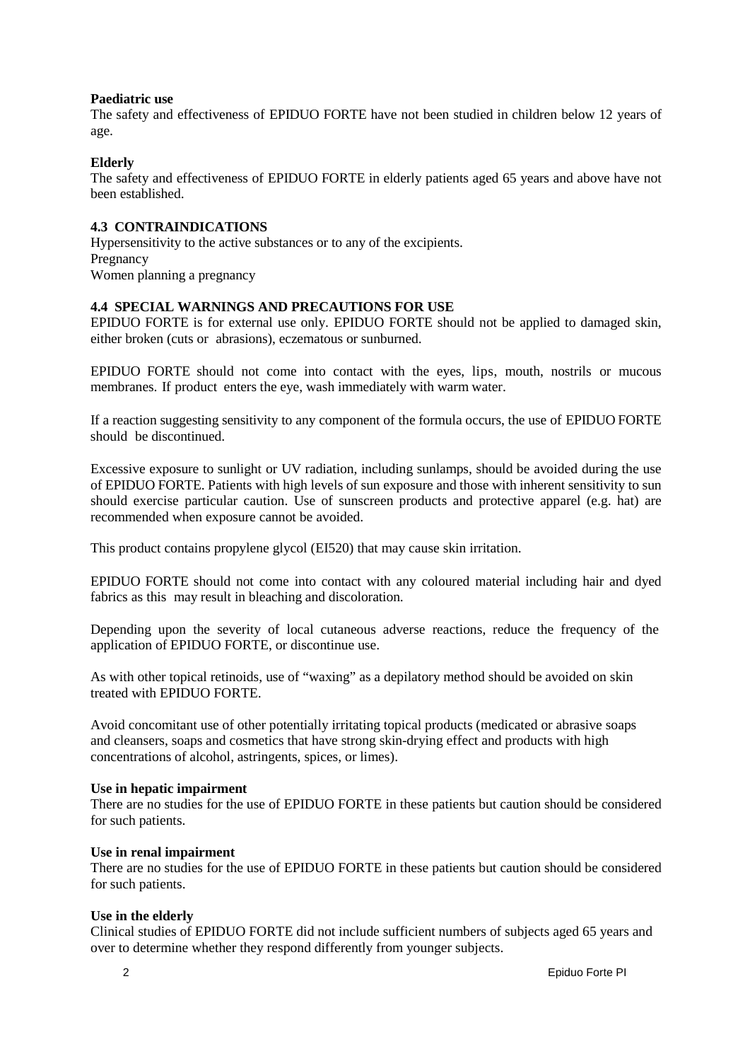**Paediatric use**

The safety and effectiveness of EPIDUO FORTE have not been studied in children below 12 years of age.

**Elderly**

The safety and effectiveness of EPIDUO FORTE in elderly patients aged 65 years and above have not been established.

## 4.3 CONTRAINDICATIONS

Hypersensitivity to the active substances or to any of the excipients.
Pregnancy
Women planning a pregnancy

## 4.4 SPECIAL WARNINGS AND PRECAUTIONS FOR USE

EPIDUO FORTE is for external use only. EPIDUO FORTE should not be applied to damaged skin, either broken (cuts or abrasions), eczematous or sunburned.

EPIDUO FORTE should not come into contact with the eyes, lips, mouth, nostrils or mucous membranes. If product enters the eye, wash immediately with warm water.

If a reaction suggesting sensitivity to any component of the formula occurs, the use of EPIDUO FORTE should be discontinued.

Excessive exposure to sunlight or UV radiation, including sunlamps, should be avoided during the use of EPIDUO FORTE. Patients with high levels of sun exposure and those with inherent sensitivity to sun should exercise particular caution. Use of sunscreen products and protective apparel (e.g. hat) are recommended when exposure cannot be avoided.

This product contains propylene glycol (EI520) that may cause skin irritation.

EPIDUO FORTE should not come into contact with any coloured material including hair and dyed fabrics as this may result in bleaching and discoloration.

Depending upon the severity of local cutaneous adverse reactions, reduce the frequency of the application of EPIDUO FORTE, or discontinue use.

As with other topical retinoids, use of "waxing" as a depilatory method should be avoided on skin treated with EPIDUO FORTE.

Avoid concomitant use of other potentially irritating topical products (medicated or abrasive soaps and cleansers, soaps and cosmetics that have strong skin-drying effect and products with high concentrations of alcohol, astringents, spices, or limes).

**Use in hepatic impairment**

There are no studies for the use of EPIDUO FORTE in these patients but caution should be considered for such patients.

**Use in renal impairment**

There are no studies for the use of EPIDUO FORTE in these patients but caution should be considered for such patients.

**Use in the elderly**

Clinical studies of EPIDUO FORTE did not include sufficient numbers of subjects aged 65 years and over to determine whether they respond differently from younger subjects.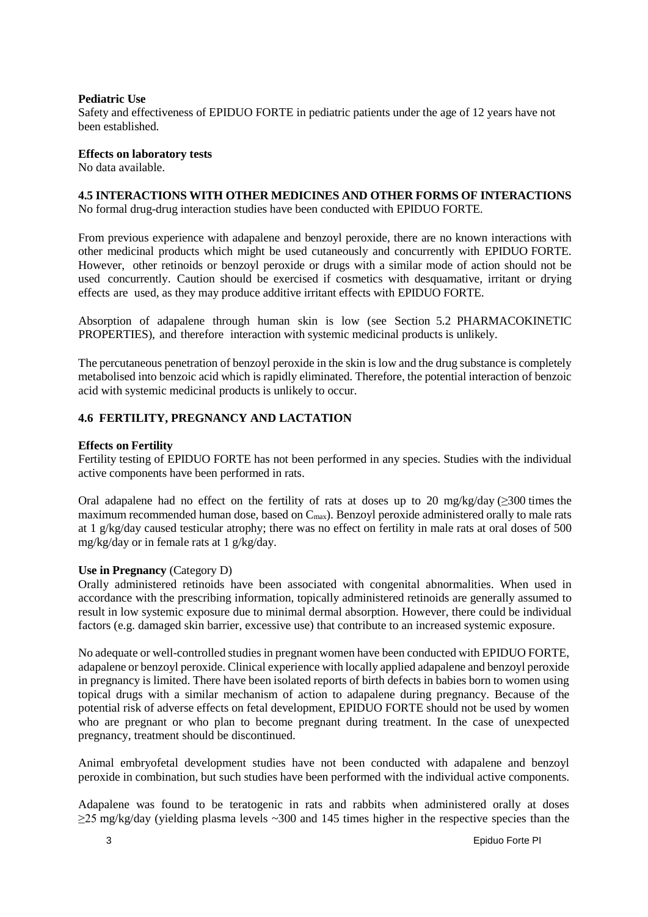**Pediatric Use**

Safety and effectiveness of EPIDUO FORTE in pediatric patients under the age of 12 years have not been established.

**Effects on laboratory tests**

No data available.

## 4.5 INTERACTIONS WITH OTHER MEDICINES AND OTHER FORMS OF INTERACTIONS

No formal drug-drug interaction studies have been conducted with EPIDUO FORTE.

From previous experience with adapalene and benzoyl peroxide, there are no known interactions with other medicinal products which might be used cutaneously and concurrently with EPIDUO FORTE. However, other retinoids or benzoyl peroxide or drugs with a similar mode of action should not be used concurrently. Caution should be exercised if cosmetics with desquamative, irritant or drying effects are used, as they may produce additive irritant effects with EPIDUO FORTE.

Absorption of adapalene through human skin is low (see Section 5.2 PHARMACOKINETIC PROPERTIES), and therefore interaction with systemic medicinal products is unlikely.

The percutaneous penetration of benzoyl peroxide in the skin is low and the drug substance is completely metabolised into benzoic acid which is rapidly eliminated. Therefore, the potential interaction of benzoic acid with systemic medicinal products is unlikely to occur.

## 4.6 FERTILITY, PREGNANCY AND LACTATION

**Effects on Fertility**

Fertility testing of EPIDUO FORTE has not been performed in any species. Studies with the individual active components have been performed in rats.

Oral adapalene had no effect on the fertility of rats at doses up to 20 mg/kg/day ($\geq$300 times the maximum recommended human dose, based on $C_{max}$). Benzoyl peroxide administered orally to male rats at 1 g/kg/day caused testicular atrophy; there was no effect on fertility in male rats at oral doses of 500 mg/kg/day or in female rats at 1 g/kg/day.

**Use in Pregnancy** (Category D)

Orally administered retinoids have been associated with congenital abnormalities. When used in accordance with the prescribing information, topically administered retinoids are generally assumed to result in low systemic exposure due to minimal dermal absorption. However, there could be individual factors (e.g. damaged skin barrier, excessive use) that contribute to an increased systemic exposure.

No adequate or well-controlled studies in pregnant women have been conducted with EPIDUO FORTE, adapalene or benzoyl peroxide. Clinical experience with locally applied adapalene and benzoyl peroxide in pregnancy is limited. There have been isolated reports of birth defects in babies born to women using topical drugs with a similar mechanism of action to adapalene during pregnancy. Because of the potential risk of adverse effects on fetal development, EPIDUO FORTE should not be used by women who are pregnant or who plan to become pregnant during treatment. In the case of unexpected pregnancy, treatment should be discontinued.

Animal embryofetal development studies have not been conducted with adapalene and benzoyl peroxide in combination, but such studies have been performed with the individual active components.

Adapalene was found to be teratogenic in rats and rabbits when administered orally at doses $\geq$25 mg/kg/day (yielding plasma levels ~300 and 145 times higher in the respective species than the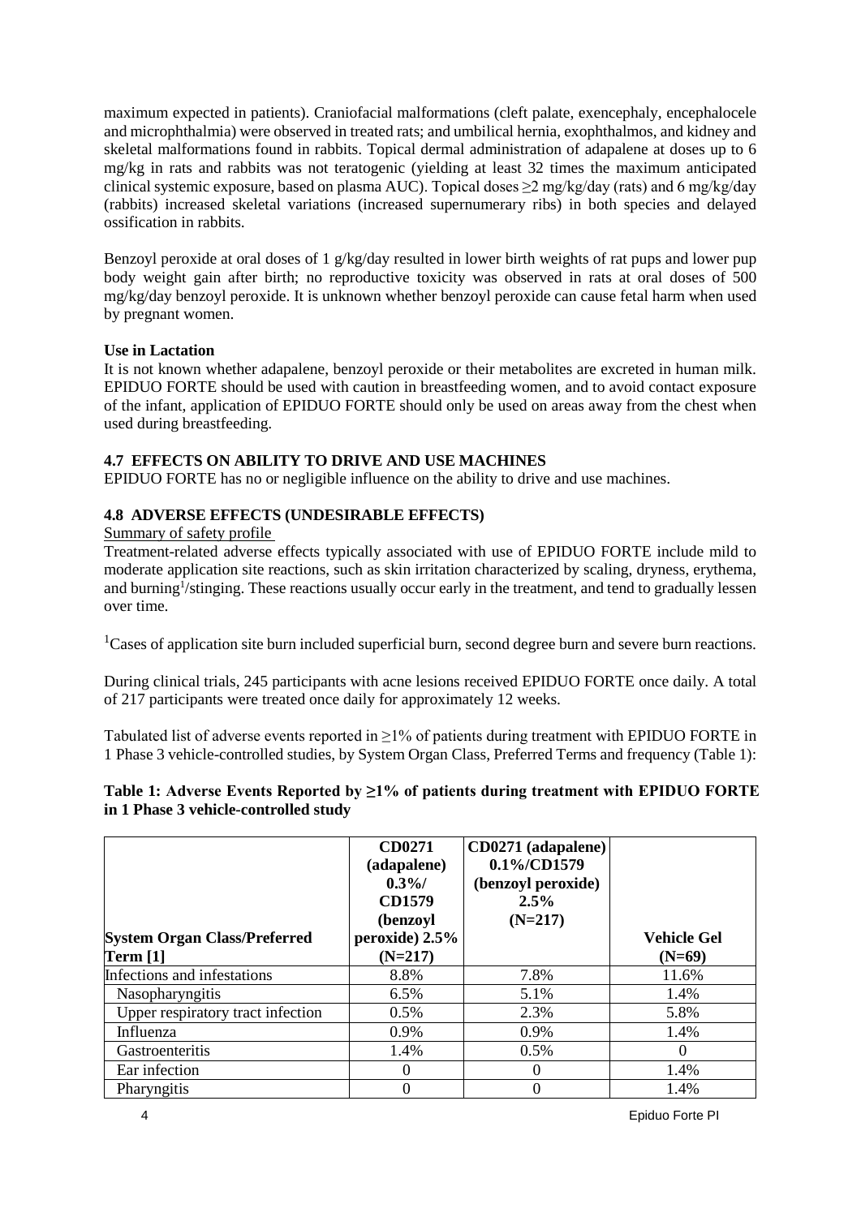maximum expected in patients). Craniofacial malformations (cleft palate, exencephaly, encephalocele and microphthalmia) were observed in treated rats; and umbilical hernia, exophthalmos, and kidney and skeletal malformations found in rabbits. Topical dermal administration of adapalene at doses up to 6 mg/kg in rats and rabbits was not teratogenic (yielding at least 32 times the maximum anticipated clinical systemic exposure, based on plasma AUC). Topical doses ≥2 mg/kg/day (rats) and 6 mg/kg/day (rabbits) increased skeletal variations (increased supernumerary ribs) in both species and delayed ossification in rabbits.

Benzoyl peroxide at oral doses of 1 g/kg/day resulted in lower birth weights of rat pups and lower pup body weight gain after birth; no reproductive toxicity was observed in rats at oral doses of 500 mg/kg/day benzoyl peroxide. It is unknown whether benzoyl peroxide can cause fetal harm when used by pregnant women.

**Use in Lactation**

It is not known whether adapalene, benzoyl peroxide or their metabolites are excreted in human milk. EPIDUO FORTE should be used with caution in breastfeeding women, and to avoid contact exposure of the infant, application of EPIDUO FORTE should only be used on areas away from the chest when used during breastfeeding.

### 4.7 EFFECTS ON ABILITY TO DRIVE AND USE MACHINES

EPIDUO FORTE has no or negligible influence on the ability to drive and use machines.

### 4.8 ADVERSE EFFECTS (UNDESIRABLE EFFECTS)

Summary of safety profile

Treatment-related adverse effects typically associated with use of EPIDUO FORTE include mild to moderate application site reactions, such as skin irritation characterized by scaling, dryness, erythema, and burning[1]/stinging. These reactions usually occur early in the treatment, and tend to gradually lessen over time.

[1]Cases of application site burn included superficial burn, second degree burn and severe burn reactions.

During clinical trials, 245 participants with acne lesions received EPIDUO FORTE once daily. A total of 217 participants were treated once daily for approximately 12 weeks.

Tabulated list of adverse events reported in ≥1% of patients during treatment with EPIDUO FORTE in 1 Phase 3 vehicle-controlled studies, by System Organ Class, Preferred Terms and frequency (Table 1):

**Table 1: Adverse Events Reported by ≥1% of patients during treatment with EPIDUO FORTE in 1 Phase 3 vehicle-controlled study**

| System Organ Class/Preferred Term [1] | CD0271 (adapalene) 0.3%/ CD1579 (benzoyl peroxide) 2.5% (N=217) | CD0271 (adapalene) 0.1%/CD1579 (benzoyl peroxide) 2.5% (N=217) | Vehicle Gel (N=69) |
|---|---|---|---|
| Infections and infestations | 8.8% | 7.8% | 11.6% |
| Nasopharyngitis | 6.5% | 5.1% | 1.4% |
| Upper respiratory tract infection | 0.5% | 2.3% | 5.8% |
| Influenza | 0.9% | 0.9% | 1.4% |
| Gastroenteritis | 1.4% | 0.5% | 0 |
| Ear infection | 0 | 0 | 1.4% |
| Pharyngitis | 0 | 0 | 1.4% |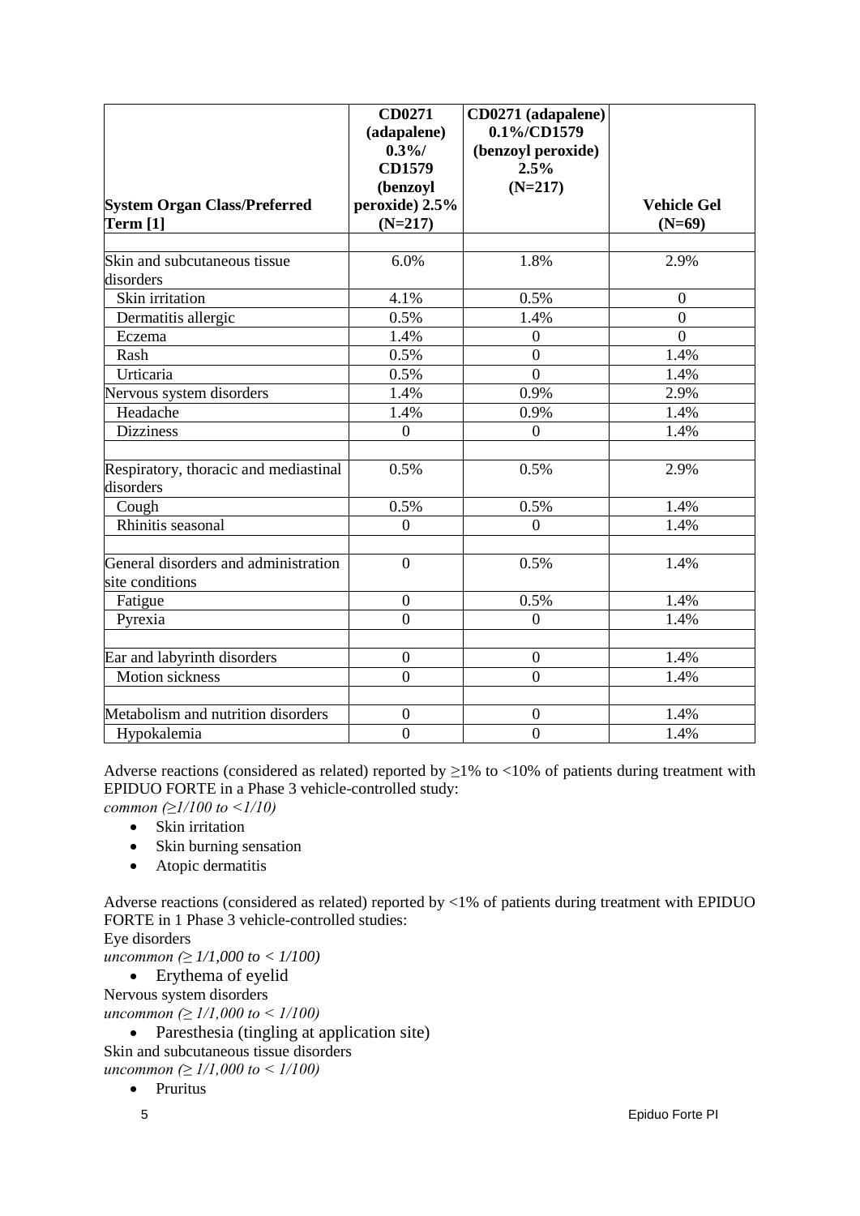| System Organ Class/Preferred Term [1] | CD0271 (adapalene) 0.3%/ CD1579 (benzoyl peroxide) 2.5% (N=217) | CD0271 (adapalene) 0.1%/CD1579 (benzoyl peroxide) 2.5% (N=217) | Vehicle Gel (N=69) |
|---|---|---|---|
| | | | |
| Skin and subcutaneous tissue disorders | 6.0% | 1.8% | 2.9% |
| Skin irritation | 4.1% | 0.5% | 0 |
| Dermatitis allergic | 0.5% | 1.4% | 0 |
| Eczema | 1.4% | 0 | 0 |
| Rash | 0.5% | 0 | 1.4% |
| Urticaria | 0.5% | 0 | 1.4% |
| Nervous system disorders | 1.4% | 0.9% | 2.9% |
| Headache | 1.4% | 0.9% | 1.4% |
| Dizziness | 0 | 0 | 1.4% |
| | | | |
| Respiratory, thoracic and mediastinal disorders | 0.5% | 0.5% | 2.9% |
| Cough | 0.5% | 0.5% | 1.4% |
| Rhinitis seasonal | 0 | 0 | 1.4% |
| | | | |
| General disorders and administration site conditions | 0 | 0.5% | 1.4% |
| Fatigue | 0 | 0.5% | 1.4% |
| Pyrexia | 0 | 0 | 1.4% |
| | | | |
| Ear and labyrinth disorders | 0 | 0 | 1.4% |
| Motion sickness | 0 | 0 | 1.4% |
| | | | |
| Metabolism and nutrition disorders | 0 | 0 | 1.4% |
| Hypokalemia | 0 | 0 | 1.4% |

Adverse reactions (considered as related) reported by ≥1% to <10% of patients during treatment with EPIDUO FORTE in a Phase 3 vehicle-controlled study:

*common (≥1/100 to <1/10)*

- Skin irritation
- Skin burning sensation
- Atopic dermatitis

Adverse reactions (considered as related) reported by <1% of patients during treatment with EPIDUO FORTE in 1 Phase 3 vehicle-controlled studies:

Eye disorders

*uncommon (≥ 1/1,000 to < 1/100)*

- Erythema of eyelid

Nervous system disorders

*uncommon (≥ 1/1,000 to < 1/100)*

- Paresthesia (tingling at application site)

Skin and subcutaneous tissue disorders

*uncommon (≥ 1/1,000 to < 1/100)*

- Pruritus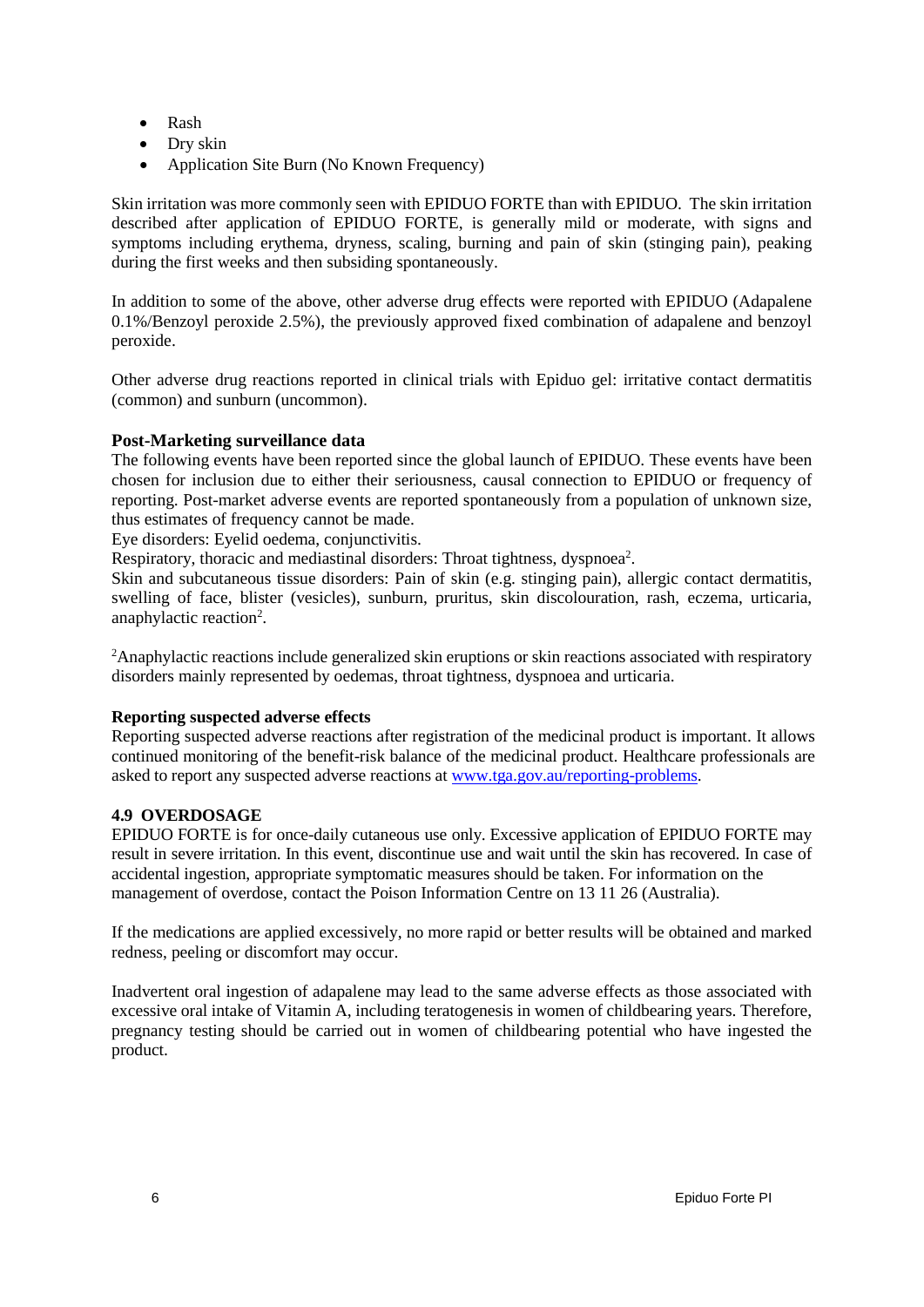- Rash
- Dry skin
- Application Site Burn (No Known Frequency)

Skin irritation was more commonly seen with EPIDUO FORTE than with EPIDUO. The skin irritation described after application of EPIDUO FORTE, is generally mild or moderate, with signs and symptoms including erythema, dryness, scaling, burning and pain of skin (stinging pain), peaking during the first weeks and then subsiding spontaneously.

In addition to some of the above, other adverse drug effects were reported with EPIDUO (Adapalene 0.1%/Benzoyl peroxide 2.5%), the previously approved fixed combination of adapalene and benzoyl peroxide.

Other adverse drug reactions reported in clinical trials with Epiduo gel: irritative contact dermatitis (common) and sunburn (uncommon).

**Post-Marketing surveillance data**

The following events have been reported since the global launch of EPIDUO. These events have been chosen for inclusion due to either their seriousness, causal connection to EPIDUO or frequency of reporting. Post-market adverse events are reported spontaneously from a population of unknown size, thus estimates of frequency cannot be made.

Eye disorders: Eyelid oedema, conjunctivitis.

Respiratory, thoracic and mediastinal disorders: Throat tightness, dyspnoea[2].

Skin and subcutaneous tissue disorders: Pain of skin (e.g. stinging pain), allergic contact dermatitis, swelling of face, blister (vesicles), sunburn, pruritus, skin discolouration, rash, eczema, urticaria, anaphylactic reaction[2].

[2]Anaphylactic reactions include generalized skin eruptions or skin reactions associated with respiratory disorders mainly represented by oedemas, throat tightness, dyspnoea and urticaria.

**Reporting suspected adverse effects**

Reporting suspected adverse reactions after registration of the medicinal product is important. It allows continued monitoring of the benefit-risk balance of the medicinal product. Healthcare professionals are asked to report any suspected adverse reactions at www.tga.gov.au/reporting-problems.

## 4.9 OVERDOSAGE

EPIDUO FORTE is for once-daily cutaneous use only. Excessive application of EPIDUO FORTE may result in severe irritation. In this event, discontinue use and wait until the skin has recovered. In case of accidental ingestion, appropriate symptomatic measures should be taken. For information on the management of overdose, contact the Poison Information Centre on 13 11 26 (Australia).

If the medications are applied excessively, no more rapid or better results will be obtained and marked redness, peeling or discomfort may occur.

Inadvertent oral ingestion of adapalene may lead to the same adverse effects as those associated with excessive oral intake of Vitamin A, including teratogenesis in women of childbearing years. Therefore, pregnancy testing should be carried out in women of childbearing potential who have ingested the product.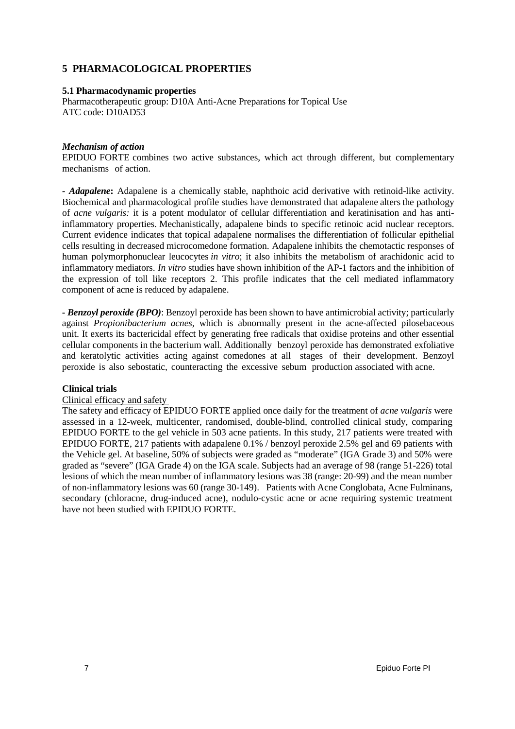# 5 PHARMACOLOGICAL PROPERTIES

## 5.1 Pharmacodynamic properties

Pharmacotherapeutic group: D10A Anti-Acne Preparations for Topical Use
ATC code: D10AD53

### *Mechanism of action*

EPIDUO FORTE combines two active substances, which act through different, but complementary mechanisms of action.

**-** ***Adapalene*****:** Adapalene is a chemically stable, naphthoic acid derivative with retinoid-like activity. Biochemical and pharmacological profile studies have demonstrated that adapalene alters the pathology of *acne vulgaris:* it is a potent modulator of cellular differentiation and keratinisation and has anti-inflammatory properties. Mechanistically, adapalene binds to specific retinoic acid nuclear receptors. Current evidence indicates that topical adapalene normalises the differentiation of follicular epithelial cells resulting in decreased microcomedone formation. Adapalene inhibits the chemotactic responses of human polymorphonuclear leucocytes *in vitro*; it also inhibits the metabolism of arachidonic acid to inflammatory mediators. *In vitro* studies have shown inhibition of the AP-1 factors and the inhibition of the expression of toll like receptors 2. This profile indicates that the cell mediated inflammatory component of acne is reduced by adapalene.

**-** ***Benzoyl peroxide (BPO)***: Benzoyl peroxide has been shown to have antimicrobial activity; particularly against *Propionibacterium acnes*, which is abnormally present in the acne-affected pilosebaceous unit. It exerts its bactericidal effect by generating free radicals that oxidise proteins and other essential cellular components in the bacterium wall. Additionally benzoyl peroxide has demonstrated exfoliative and keratolytic activities acting against comedones at all stages of their development. Benzoyl peroxide is also sebostatic, counteracting the excessive sebum production associated with acne.

### Clinical trials

Clinical efficacy and safety

The safety and efficacy of EPIDUO FORTE applied once daily for the treatment of *acne vulgaris* were assessed in a 12-week, multicenter, randomised, double-blind, controlled clinical study, comparing EPIDUO FORTE to the gel vehicle in 503 acne patients. In this study, 217 patients were treated with EPIDUO FORTE, 217 patients with adapalene 0.1% / benzoyl peroxide 2.5% gel and 69 patients with the Vehicle gel. At baseline, 50% of subjects were graded as "moderate" (IGA Grade 3) and 50% were graded as "severe" (IGA Grade 4) on the IGA scale. Subjects had an average of 98 (range 51-226) total lesions of which the mean number of inflammatory lesions was 38 (range: 20-99) and the mean number of non-inflammatory lesions was 60 (range 30-149). Patients with Acne Conglobata, Acne Fulminans, secondary (chloracne, drug-induced acne), nodulo-cystic acne or acne requiring systemic treatment have not been studied with EPIDUO FORTE.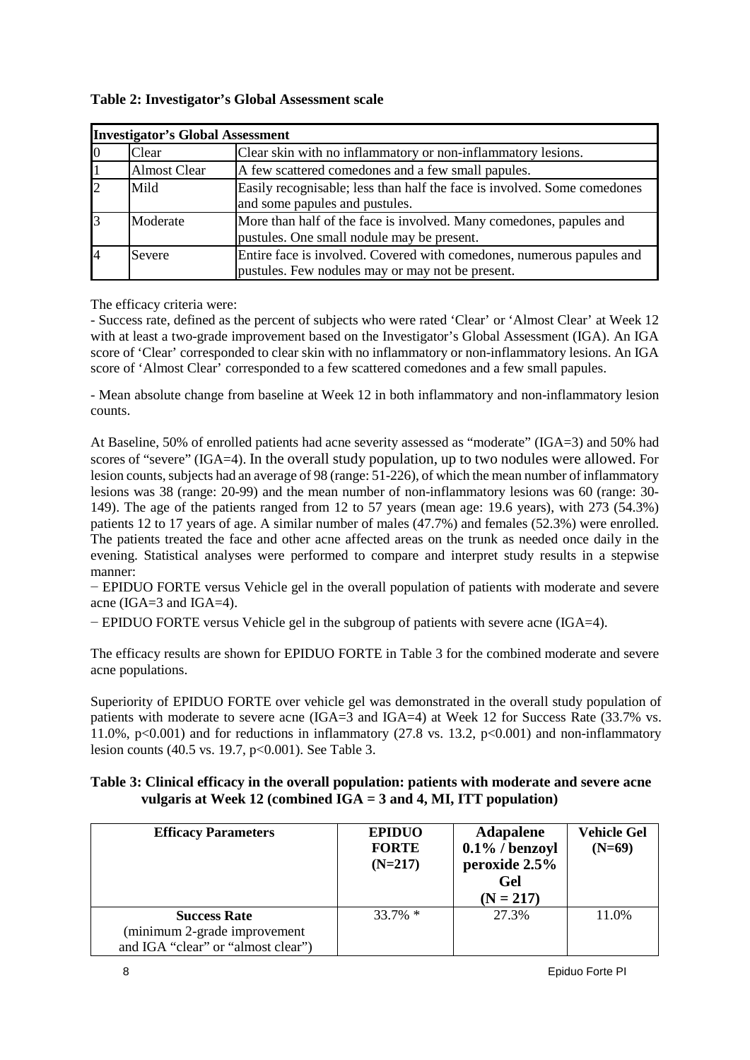**Table 2: Investigator's Global Assessment scale**

| Investigator's Global Assessment | | |
|---|---|---|
| 0 | Clear | Clear skin with no inflammatory or non-inflammatory lesions. |
| 1 | Almost Clear | A few scattered comedones and a few small papules. |
| 2 | Mild | Easily recognisable; less than half the face is involved. Some comedones and some papules and pustules. |
| 3 | Moderate | More than half of the face is involved. Many comedones, papules and pustules. One small nodule may be present. |
| 4 | Severe | Entire face is involved. Covered with comedones, numerous papules and pustules. Few nodules may or may not be present. |

The efficacy criteria were:

- Success rate, defined as the percent of subjects who were rated 'Clear' or 'Almost Clear' at Week 12 with at least a two-grade improvement based on the Investigator's Global Assessment (IGA). An IGA score of 'Clear' corresponded to clear skin with no inflammatory or non-inflammatory lesions. An IGA score of 'Almost Clear' corresponded to a few scattered comedones and a few small papules.

- Mean absolute change from baseline at Week 12 in both inflammatory and non-inflammatory lesion counts.

At Baseline, 50% of enrolled patients had acne severity assessed as "moderate" (IGA=3) and 50% had scores of "severe" (IGA=4). In the overall study population, up to two nodules were allowed. For lesion counts, subjects had an average of 98 (range: 51-226), of which the mean number of inflammatory lesions was 38 (range: 20-99) and the mean number of non-inflammatory lesions was 60 (range: 30-149). The age of the patients ranged from 12 to 57 years (mean age: 19.6 years), with 273 (54.3%) patients 12 to 17 years of age. A similar number of males (47.7%) and females (52.3%) were enrolled. The patients treated the face and other acne affected areas on the trunk as needed once daily in the evening. Statistical analyses were performed to compare and interpret study results in a stepwise manner:

− EPIDUO FORTE versus Vehicle gel in the overall population of patients with moderate and severe acne (IGA=3 and IGA=4).

− EPIDUO FORTE versus Vehicle gel in the subgroup of patients with severe acne (IGA=4).

The efficacy results are shown for EPIDUO FORTE in Table 3 for the combined moderate and severe acne populations.

Superiority of EPIDUO FORTE over vehicle gel was demonstrated in the overall study population of patients with moderate to severe acne (IGA=3 and IGA=4) at Week 12 for Success Rate (33.7% vs. 11.0%, $p<0.001$) and for reductions in inflammatory (27.8 vs. 13.2, $p<0.001$) and non-inflammatory lesion counts (40.5 vs. 19.7, $p<0.001$). See Table 3.

**Table 3: Clinical efficacy in the overall population: patients with moderate and severe acne vulgaris at Week 12 (combined IGA = 3 and 4, MI, ITT population)**

| Efficacy Parameters | EPIDUO FORTE (N=217) | Adapalene 0.1% / benzoyl peroxide 2.5% Gel (N = 217) | Vehicle Gel (N=69) |
|---|---|---|---|
| **Success Rate** (minimum 2-grade improvement and IGA "clear" or "almost clear") | 33.7% * | 27.3% | 11.0% |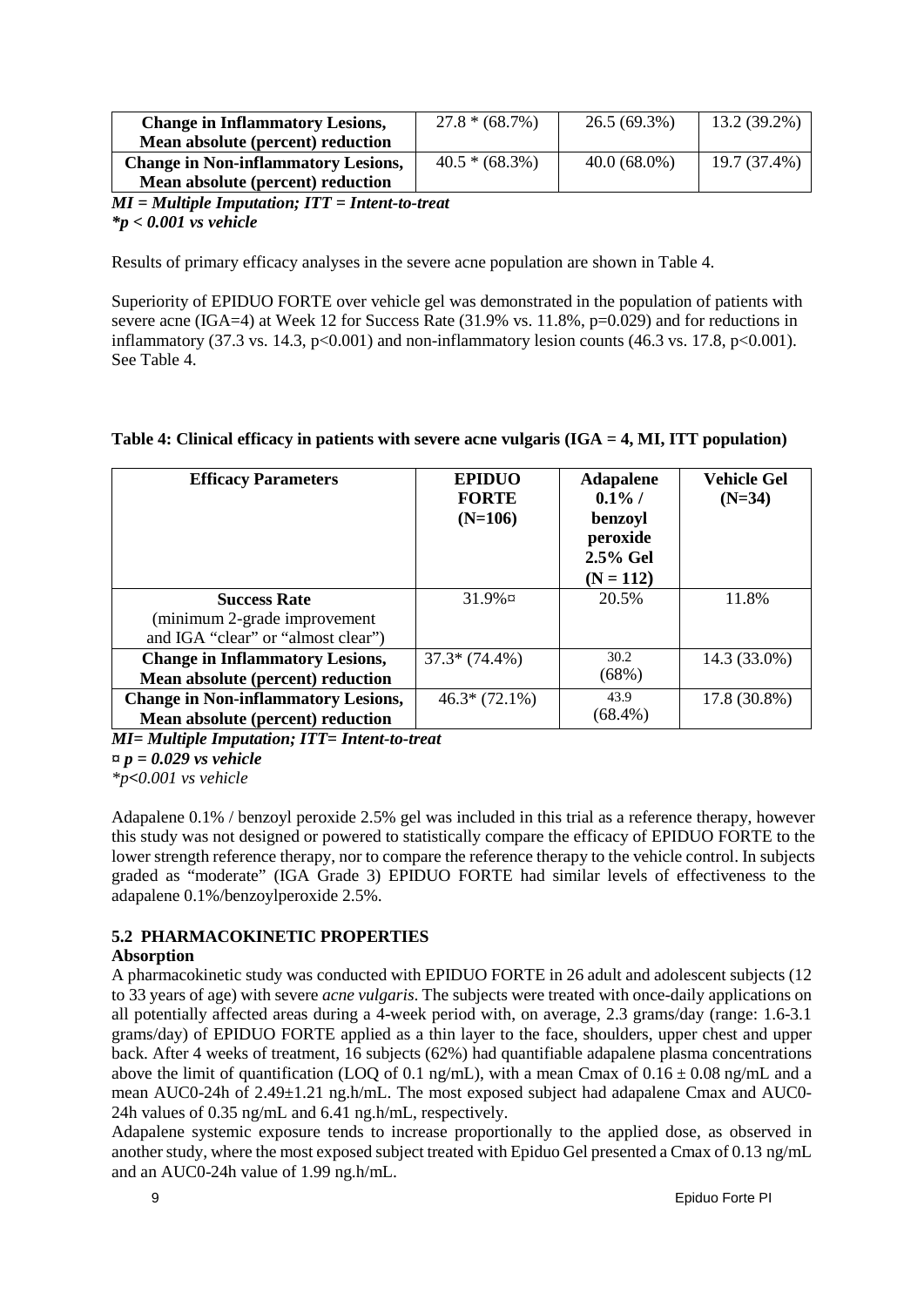| **Change in Inflammatory Lesions, Mean absolute (percent) reduction** | 27.8 * (68.7%) | 26.5 (69.3%) | 13.2 (39.2%) |
|---|---|---|---|
| **Change in Non-inflammatory Lesions, Mean absolute (percent) reduction** | 40.5 * (68.3%) | 40.0 (68.0%) | 19.7 (37.4%) |

***MI = Multiple Imputation; ITT = Intent-to-treat***
***\*p < 0.001 vs vehicle***

Results of primary efficacy analyses in the severe acne population are shown in Table 4.

Superiority of EPIDUO FORTE over vehicle gel was demonstrated in the population of patients with severe acne (IGA=4) at Week 12 for Success Rate (31.9% vs. 11.8%, p=0.029) and for reductions in inflammatory (37.3 vs. 14.3, p<0.001) and non-inflammatory lesion counts (46.3 vs. 17.8, p<0.001). See Table 4.

**Table 4: Clinical efficacy in patients with severe acne vulgaris (IGA = 4, MI, ITT population)**

| **Efficacy Parameters** | **EPIDUO FORTE (N=106)** | **Adapalene 0.1% / benzoyl peroxide 2.5% Gel (N = 112)** | **Vehicle Gel (N=34)** |
|---|---|---|---|
| **Success Rate** (minimum 2-grade improvement and IGA "clear" or "almost clear") | 31.9%¤ | 20.5% | 11.8% |
| **Change in Inflammatory Lesions, Mean absolute (percent) reduction** | 37.3* (74.4%) | 30.2 (68%) | 14.3 (33.0%) |
| **Change in Non-inflammatory Lesions, Mean absolute (percent) reduction** | 46.3* (72.1%) | 43.9 (68.4%) | 17.8 (30.8%) |

***MI= Multiple Imputation; ITT= Intent-to-treat***
***¤ p = 0.029 vs vehicle***
*\*p<0.001 vs vehicle*

Adapalene 0.1% / benzoyl peroxide 2.5% gel was included in this trial as a reference therapy, however this study was not designed or powered to statistically compare the efficacy of EPIDUO FORTE to the lower strength reference therapy, nor to compare the reference therapy to the vehicle control. In subjects graded as "moderate" (IGA Grade 3) EPIDUO FORTE had similar levels of effectiveness to the adapalene 0.1%/benzoylperoxide 2.5%.

## 5.2 PHARMACOKINETIC PROPERTIES

**Absorption**

A pharmacokinetic study was conducted with EPIDUO FORTE in 26 adult and adolescent subjects (12 to 33 years of age) with severe *acne vulgaris*. The subjects were treated with once-daily applications on all potentially affected areas during a 4-week period with, on average, 2.3 grams/day (range: 1.6-3.1 grams/day) of EPIDUO FORTE applied as a thin layer to the face, shoulders, upper chest and upper back. After 4 weeks of treatment, 16 subjects (62%) had quantifiable adapalene plasma concentrations above the limit of quantification (LOQ of 0.1 ng/mL), with a mean Cmax of 0.16 ± 0.08 ng/mL and a mean AUC0-24h of 2.49±1.21 ng.h/mL. The most exposed subject had adapalene Cmax and AUC0-24h values of 0.35 ng/mL and 6.41 ng.h/mL, respectively.

Adapalene systemic exposure tends to increase proportionally to the applied dose, as observed in another study, where the most exposed subject treated with Epiduo Gel presented a Cmax of 0.13 ng/mL and an AUC0-24h value of 1.99 ng.h/mL.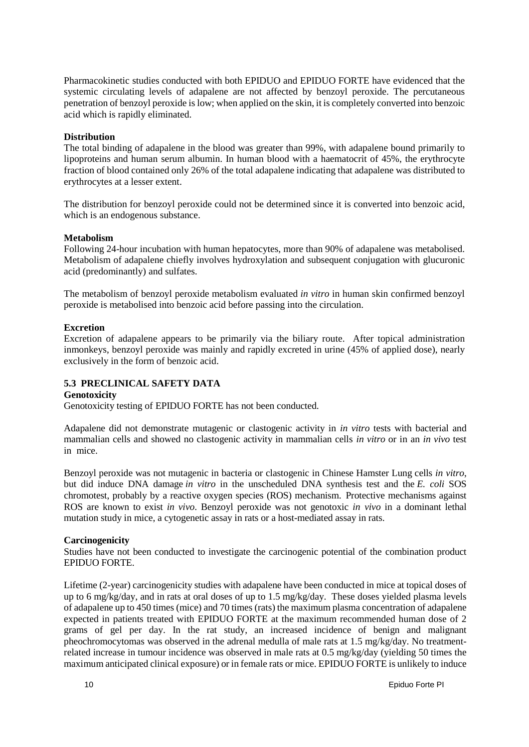Pharmacokinetic studies conducted with both EPIDUO and EPIDUO FORTE have evidenced that the systemic circulating levels of adapalene are not affected by benzoyl peroxide. The percutaneous penetration of benzoyl peroxide is low; when applied on the skin, it is completely converted into benzoic acid which is rapidly eliminated.

**Distribution**

The total binding of adapalene in the blood was greater than 99%, with adapalene bound primarily to lipoproteins and human serum albumin. In human blood with a haematocrit of 45%, the erythrocyte fraction of blood contained only 26% of the total adapalene indicating that adapalene was distributed to erythrocytes at a lesser extent.

The distribution for benzoyl peroxide could not be determined since it is converted into benzoic acid, which is an endogenous substance.

**Metabolism**

Following 24-hour incubation with human hepatocytes, more than 90% of adapalene was metabolised. Metabolism of adapalene chiefly involves hydroxylation and subsequent conjugation with glucuronic acid (predominantly) and sulfates.

The metabolism of benzoyl peroxide metabolism evaluated *in vitro* in human skin confirmed benzoyl peroxide is metabolised into benzoic acid before passing into the circulation.

**Excretion**

Excretion of adapalene appears to be primarily via the biliary route. After topical administration inmonkeys, benzoyl peroxide was mainly and rapidly excreted in urine (45% of applied dose), nearly exclusively in the form of benzoic acid.

## 5.3 PRECLINICAL SAFETY DATA

**Genotoxicity**

Genotoxicity testing of EPIDUO FORTE has not been conducted.

Adapalene did not demonstrate mutagenic or clastogenic activity in *in vitro* tests with bacterial and mammalian cells and showed no clastogenic activity in mammalian cells *in vitro* or in an *in vivo* test in mice.

Benzoyl peroxide was not mutagenic in bacteria or clastogenic in Chinese Hamster Lung cells *in vitro*, but did induce DNA damage *in vitro* in the unscheduled DNA synthesis test and the *E. coli* SOS chromotest, probably by a reactive oxygen species (ROS) mechanism. Protective mechanisms against ROS are known to exist *in vivo*. Benzoyl peroxide was not genotoxic *in vivo* in a dominant lethal mutation study in mice, a cytogenetic assay in rats or a host-mediated assay in rats.

**Carcinogenicity**

Studies have not been conducted to investigate the carcinogenic potential of the combination product EPIDUO FORTE.

Lifetime (2-year) carcinogenicity studies with adapalene have been conducted in mice at topical doses of up to 6 mg/kg/day, and in rats at oral doses of up to 1.5 mg/kg/day. These doses yielded plasma levels of adapalene up to 450 times (mice) and 70 times (rats) the maximum plasma concentration of adapalene expected in patients treated with EPIDUO FORTE at the maximum recommended human dose of 2 grams of gel per day. In the rat study, an increased incidence of benign and malignant pheochromocytomas was observed in the adrenal medulla of male rats at 1.5 mg/kg/day. No treatment-related increase in tumour incidence was observed in male rats at 0.5 mg/kg/day (yielding 50 times the maximum anticipated clinical exposure) or in female rats or mice. EPIDUO FORTE is unlikely to induce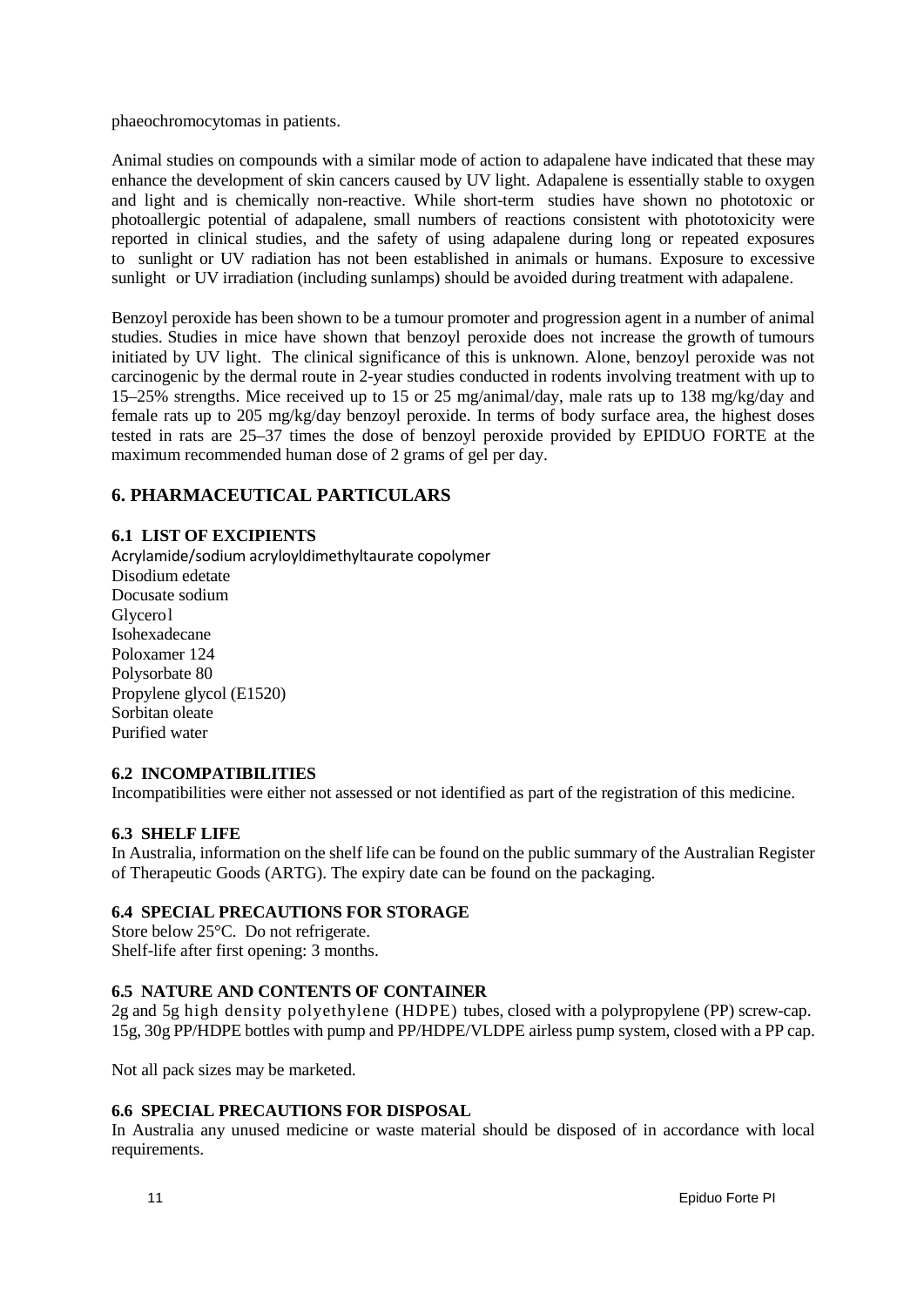phaeochromocytomas in patients.

Animal studies on compounds with a similar mode of action to adapalene have indicated that these may enhance the development of skin cancers caused by UV light. Adapalene is essentially stable to oxygen and light and is chemically non-reactive. While short-term studies have shown no phototoxic or photoallergic potential of adapalene, small numbers of reactions consistent with phototoxicity were reported in clinical studies, and the safety of using adapalene during long or repeated exposures to sunlight or UV radiation has not been established in animals or humans. Exposure to excessive sunlight or UV irradiation (including sunlamps) should be avoided during treatment with adapalene.

Benzoyl peroxide has been shown to be a tumour promoter and progression agent in a number of animal studies. Studies in mice have shown that benzoyl peroxide does not increase the growth of tumours initiated by UV light. The clinical significance of this is unknown. Alone, benzoyl peroxide was not carcinogenic by the dermal route in 2-year studies conducted in rodents involving treatment with up to 15–25% strengths. Mice received up to 15 or 25 mg/animal/day, male rats up to 138 mg/kg/day and female rats up to 205 mg/kg/day benzoyl peroxide. In terms of body surface area, the highest doses tested in rats are 25–37 times the dose of benzoyl peroxide provided by EPIDUO FORTE at the maximum recommended human dose of 2 grams of gel per day.

# 6. PHARMACEUTICAL PARTICULARS

## 6.1 LIST OF EXCIPIENTS

Acrylamide/sodium acryloyldimethyltaurate copolymer
Disodium edetate
Docusate sodium
Glycerol
Isohexadecane
Poloxamer 124
Polysorbate 80
Propylene glycol (E1520)
Sorbitan oleate
Purified water

## 6.2 INCOMPATIBILITIES

Incompatibilities were either not assessed or not identified as part of the registration of this medicine.

## 6.3 SHELF LIFE

In Australia, information on the shelf life can be found on the public summary of the Australian Register of Therapeutic Goods (ARTG). The expiry date can be found on the packaging.

## 6.4 SPECIAL PRECAUTIONS FOR STORAGE

Store below 25°C. Do not refrigerate.
Shelf-life after first opening: 3 months.

## 6.5 NATURE AND CONTENTS OF CONTAINER

2g and 5g high density polyethylene (HDPE) tubes, closed with a polypropylene (PP) screw-cap.
15g, 30g PP/HDPE bottles with pump and PP/HDPE/VLDPE airless pump system, closed with a PP cap.

Not all pack sizes may be marketed.

## 6.6 SPECIAL PRECAUTIONS FOR DISPOSAL

In Australia any unused medicine or waste material should be disposed of in accordance with local requirements.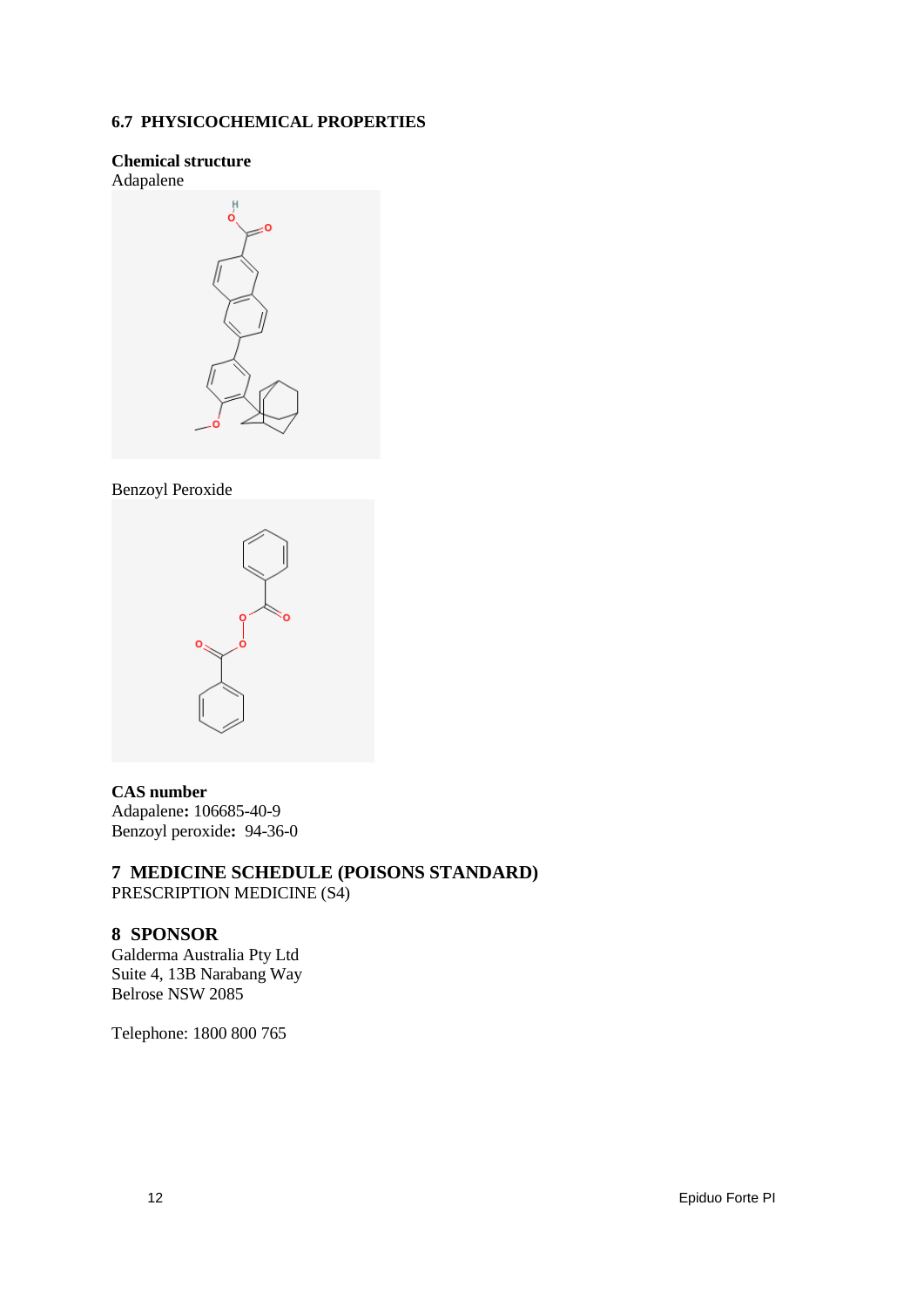### 6.7 PHYSICOCHEMICAL PROPERTIES

**Chemical structure**

Adapalene

Benzoyl Peroxide

**CAS number**

Adapalene**:** 106685-40-9

Benzoyl peroxide**:** 94-36-0

## 7 MEDICINE SCHEDULE (POISONS STANDARD)

PRESCRIPTION MEDICINE (S4)

## 8 SPONSOR

Galderma Australia Pty Ltd
Suite 4, 13B Narabang Way
Belrose NSW 2085

Telephone: 1800 800 765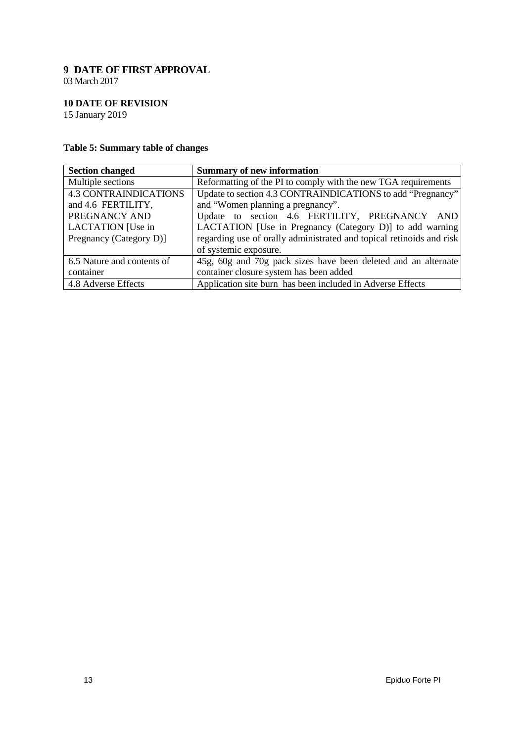## 9 DATE OF FIRST APPROVAL

03 March 2017

## 10 DATE OF REVISION

15 January 2019

**Table 5: Summary table of changes**

| **Section changed** | **Summary of new information** |
|---|---|
| Multiple sections | Reformatting of the PI to comply with the new TGA requirements |
| 4.3 CONTRAINDICATIONS and 4.6 FERTILITY, PREGNANCY AND LACTATION [Use in Pregnancy (Category D)] | Update to section 4.3 CONTRAINDICATIONS to add "Pregnancy" and "Women planning a pregnancy". Update to section 4.6 FERTILITY, PREGNANCY AND LACTATION [Use in Pregnancy (Category D)] to add warning regarding use of orally administrated and topical retinoids and risk of systemic exposure. |
| 6.5 Nature and contents of container | 45g, 60g and 70g pack sizes have been deleted and an alternate container closure system has been added |
| 4.8 Adverse Effects | Application site burn has been included in Adverse Effects |